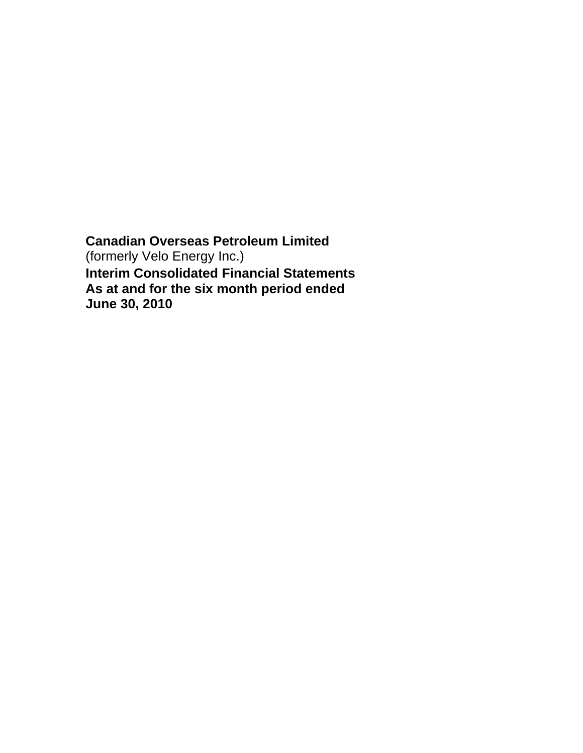**Canadian Overseas Petroleum Limited**
(formerly Velo Energy Inc.)
**Interim Consolidated Financial Statements**
**As at and for the six month period ended**
**June 30, 2010**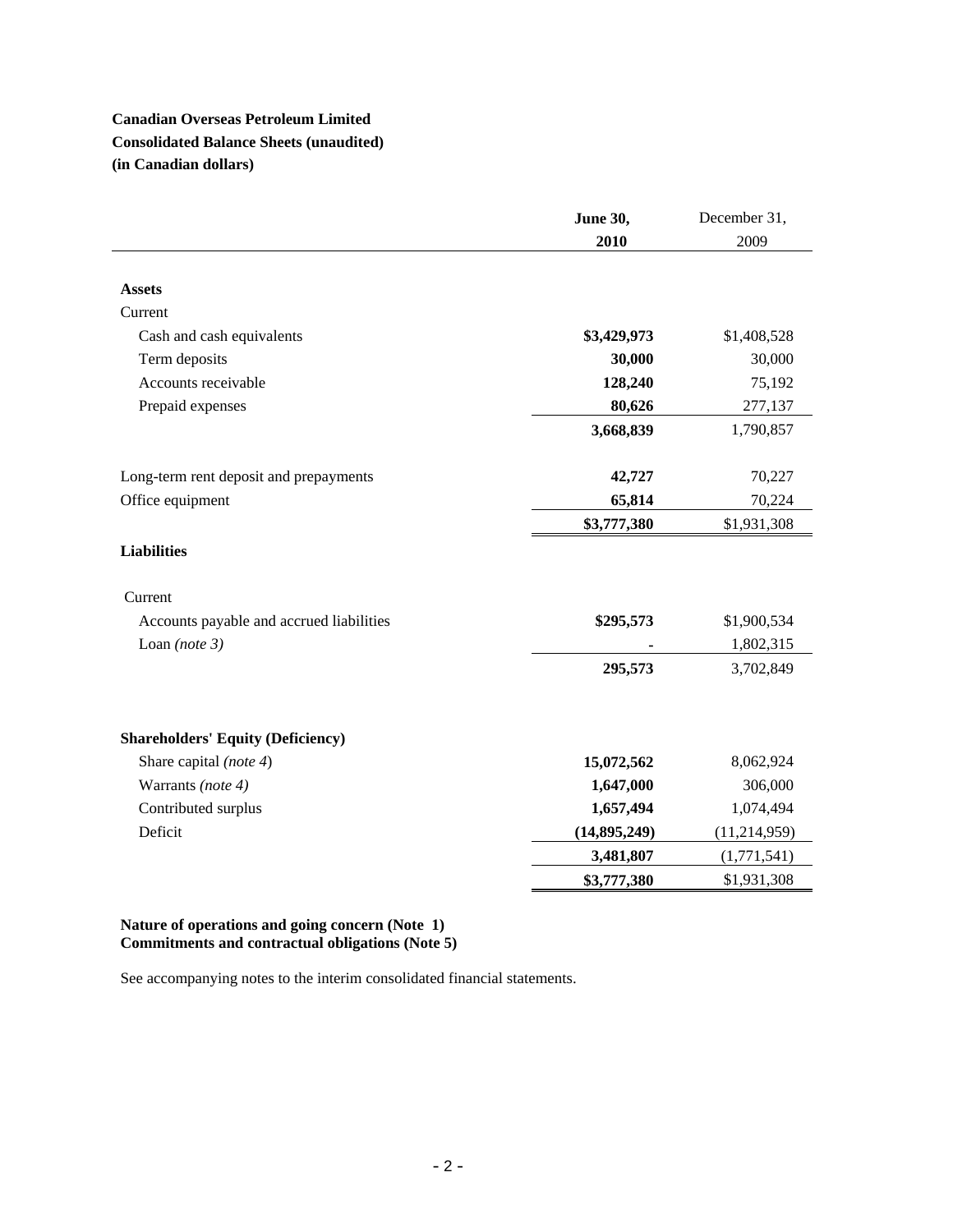**Canadian Overseas Petroleum Limited**
**Consolidated Balance Sheets (unaudited)**
**(in Canadian dollars)**

| | **June 30, 2010** | December 31, 2009 |
|---|---|---|
| **Assets** | | |
| Current | | |
| Cash and cash equivalents | **$3,429,973** | $1,408,528 |
| Term deposits | **30,000** | 30,000 |
| Accounts receivable | **128,240** | 75,192 |
| Prepaid expenses | **80,626** | 277,137 |
| | **3,668,839** | 1,790,857 |
| Long-term rent deposit and prepayments | **42,727** | 70,227 |
| Office equipment | **65,814** | 70,224 |
| | **$3,777,380** | $1,931,308 |
| **Liabilities** | | |
| Current | | |
| Accounts payable and accrued liabilities | **$295,573** | $1,900,534 |
| Loan *(note 3)* | **-** | 1,802,315 |
| | **295,573** | 3,702,849 |
| **Shareholders' Equity (Deficiency)** | | |
| Share capital *(note 4)* | **15,072,562** | 8,062,924 |
| Warrants *(note 4)* | **1,647,000** | 306,000 |
| Contributed surplus | **1,657,494** | 1,074,494 |
| Deficit | **(14,895,249)** | (11,214,959) |
| | **3,481,807** | (1,771,541) |
| | **$3,777,380** | $1,931,308 |

**Nature of operations and going concern (Note 1)**
**Commitments and contractual obligations (Note 5)**

See accompanying notes to the interim consolidated financial statements.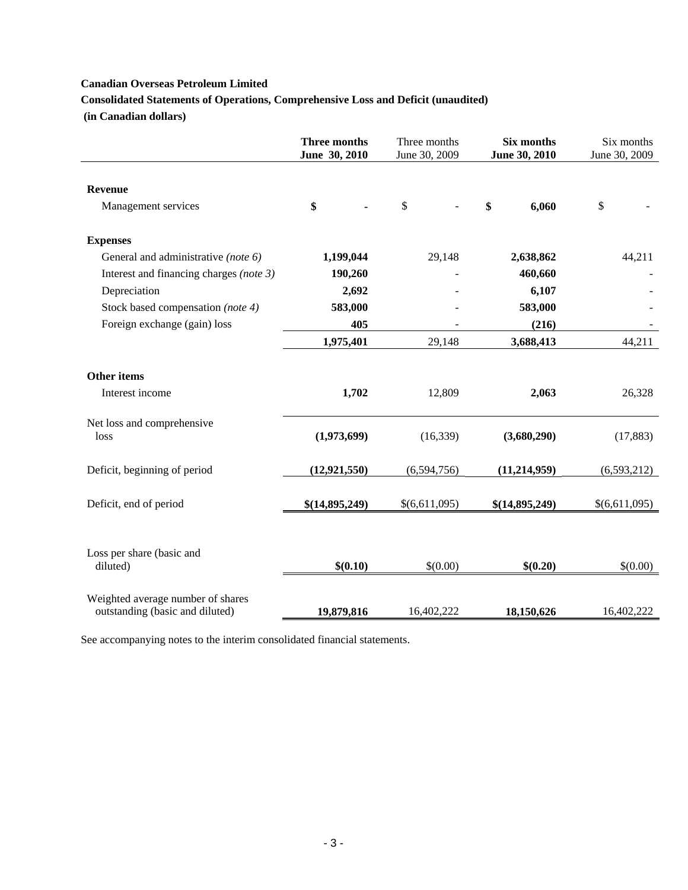**Canadian Overseas Petroleum Limited**

**Consolidated Statements of Operations, Comprehensive Loss and Deficit (unaudited)**

**(in Canadian dollars)**

| | **Three months June 30, 2010** | Three months June 30, 2009 | **Six months June 30, 2010** | Six months June 30, 2009 |
|---|---|---|---|---|
| **Revenue** | | | | |
| Management services | **$ -** | $ - | **$ 6,060** | $ - |
| **Expenses** | | | | |
| General and administrative *(note 6)* | **1,199,044** | 29,148 | **2,638,862** | 44,211 |
| Interest and financing charges *(note 3)* | **190,260** | - | **460,660** | - |
| Depreciation | **2,692** | - | **6,107** | - |
| Stock based compensation *(note 4)* | **583,000** | - | **583,000** | - |
| Foreign exchange (gain) loss | **405** | - | **(216)** | - |
| | **1,975,401** | 29,148 | **3,688,413** | 44,211 |
| **Other items** | | | | |
| Interest income | **1,702** | 12,809 | **2,063** | 26,328 |
| Net loss and comprehensive loss | **(1,973,699)** | (16,339) | **(3,680,290)** | (17,883) |
| Deficit, beginning of period | **(12,921,550)** | (6,594,756) | **(11,214,959)** | (6,593,212) |
| Deficit, end of period | **$(14,895,249)** | $(6,611,095) | **$(14,895,249)** | $(6,611,095) |
| Loss per share (basic and diluted) | **$(0.10)** | $(0.00) | **$(0.20)** | $(0.00) |
| Weighted average number of shares outstanding (basic and diluted) | **19,879,816** | 16,402,222 | **18,150,626** | 16,402,222 |

See accompanying notes to the interim consolidated financial statements.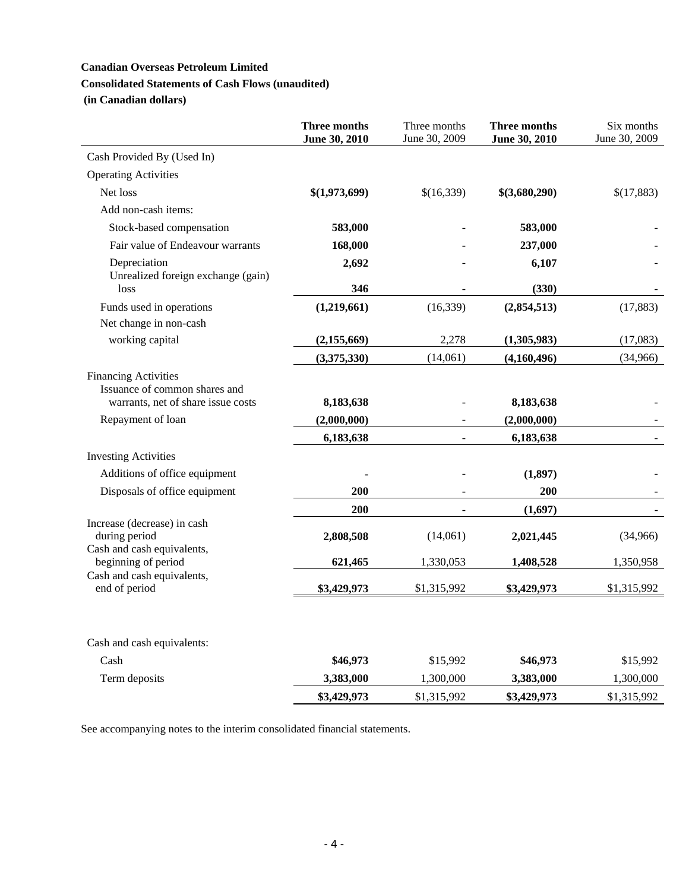**Canadian Overseas Petroleum Limited**

**Consolidated Statements of Cash Flows (unaudited)**

**(in Canadian dollars)**

| | **Three months June 30, 2010** | Three months June 30, 2009 | **Three months June 30, 2010** | Six months June 30, 2009 |
|---|---|---|---|---|
| Cash Provided By (Used In) | | | | |
| Operating Activities | | | | |
| Net loss | **$(1,973,699)** | $(16,339) | **$(3,680,290)** | $(17,883) |
| Add non-cash items: | | | | |
| Stock-based compensation | **583,000** | - | **583,000** | - |
| Fair value of Endeavour warrants | **168,000** | - | **237,000** | - |
| Depreciation | **2,692** | - | **6,107** | - |
| Unrealized foreign exchange (gain) loss | **346** | - | **(330)** | - |
| Funds used in operations | **(1,219,661)** | (16,339) | **(2,854,513)** | (17,883) |
| Net change in non-cash working capital | **(2,155,669)** | 2,278 | **(1,305,983)** | (17,083) |
| | **(3,375,330)** | (14,061) | **(4,160,496)** | (34,966) |
| Financing Activities | | | | |
| Issuance of common shares and warrants, net of share issue costs | **8,183,638** | - | **8,183,638** | - |
| Repayment of loan | **(2,000,000)** | - | **(2,000,000)** | - |
| | **6,183,638** | - | **6,183,638** | - |
| Investing Activities | | | | |
| Additions of office equipment | **-** | - | **(1,897)** | - |
| Disposals of office equipment | **200** | - | **200** | - |
| | **200** | - | **(1,697)** | - |
| Increase (decrease) in cash during period | **2,808,508** | (14,061) | **2,021,445** | (34,966) |
| Cash and cash equivalents, beginning of period | **621,465** | 1,330,053 | **1,408,528** | 1,350,958 |
| Cash and cash equivalents, end of period | **$3,429,973** | $1,315,992 | **$3,429,973** | $1,315,992 |
| | | | | |
| Cash and cash equivalents: | | | | |
| Cash | **$46,973** | $15,992 | **$46,973** | $15,992 |
| Term deposits | **3,383,000** | 1,300,000 | **3,383,000** | 1,300,000 |
| | **$3,429,973** | $1,315,992 | **$3,429,973** | $1,315,992 |

See accompanying notes to the interim consolidated financial statements.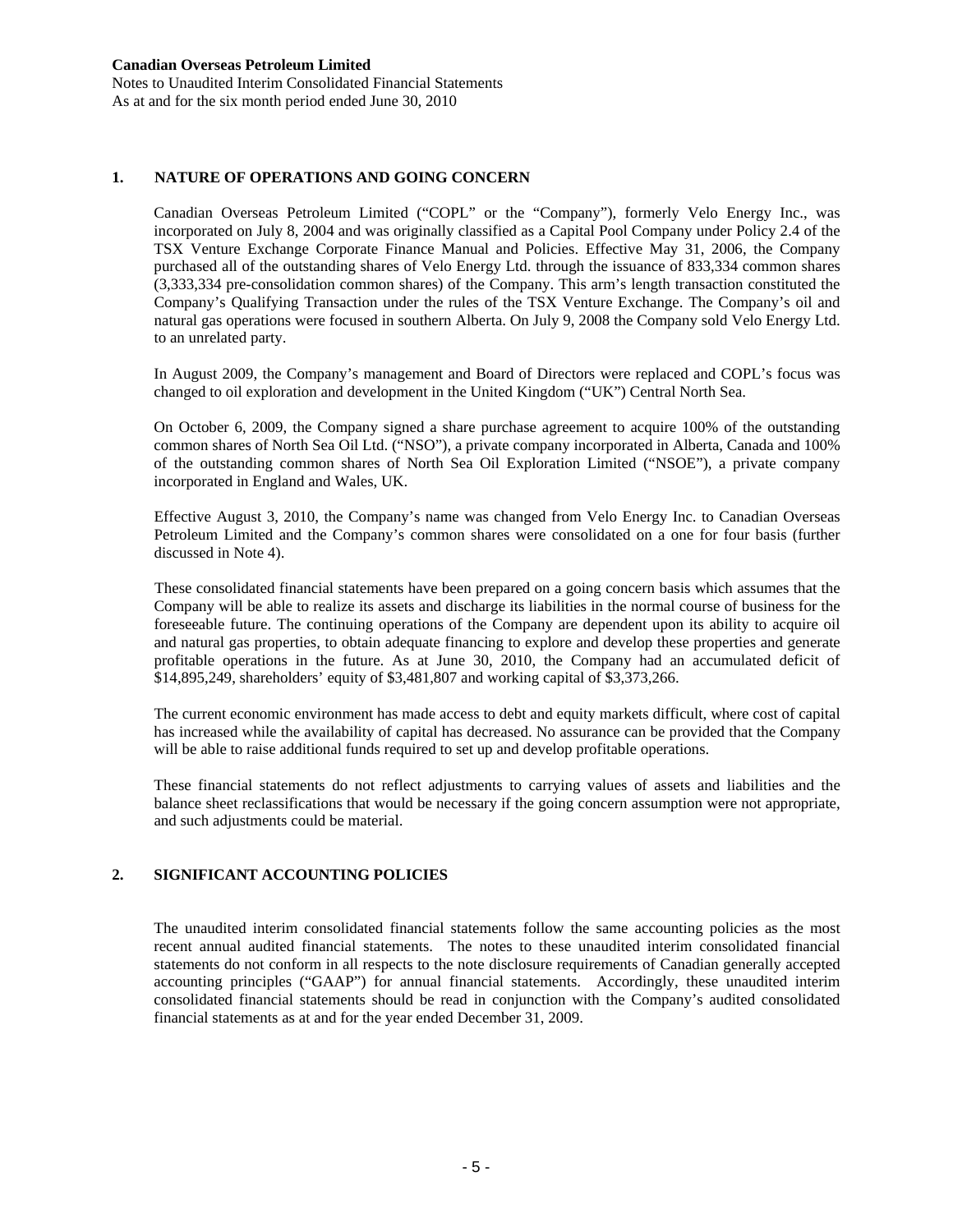**Canadian Overseas Petroleum Limited**
Notes to Unaudited Interim Consolidated Financial Statements
As at and for the six month period ended June 30, 2010

## 1. NATURE OF OPERATIONS AND GOING CONCERN

Canadian Overseas Petroleum Limited ("COPL" or the "Company"), formerly Velo Energy Inc., was incorporated on July 8, 2004 and was originally classified as a Capital Pool Company under Policy 2.4 of the TSX Venture Exchange Corporate Finance Manual and Policies. Effective May 31, 2006, the Company purchased all of the outstanding shares of Velo Energy Ltd. through the issuance of 833,334 common shares (3,333,334 pre-consolidation common shares) of the Company. This arm's length transaction constituted the Company's Qualifying Transaction under the rules of the TSX Venture Exchange. The Company's oil and natural gas operations were focused in southern Alberta. On July 9, 2008 the Company sold Velo Energy Ltd. to an unrelated party.

In August 2009, the Company's management and Board of Directors were replaced and COPL's focus was changed to oil exploration and development in the United Kingdom ("UK") Central North Sea.

On October 6, 2009, the Company signed a share purchase agreement to acquire 100% of the outstanding common shares of North Sea Oil Ltd. ("NSO"), a private company incorporated in Alberta, Canada and 100% of the outstanding common shares of North Sea Oil Exploration Limited ("NSOE"), a private company incorporated in England and Wales, UK.

Effective August 3, 2010, the Company's name was changed from Velo Energy Inc. to Canadian Overseas Petroleum Limited and the Company's common shares were consolidated on a one for four basis (further discussed in Note 4).

These consolidated financial statements have been prepared on a going concern basis which assumes that the Company will be able to realize its assets and discharge its liabilities in the normal course of business for the foreseeable future. The continuing operations of the Company are dependent upon its ability to acquire oil and natural gas properties, to obtain adequate financing to explore and develop these properties and generate profitable operations in the future. As at June 30, 2010, the Company had an accumulated deficit of $14,895,249, shareholders' equity of $3,481,807 and working capital of $3,373,266.

The current economic environment has made access to debt and equity markets difficult, where cost of capital has increased while the availability of capital has decreased. No assurance can be provided that the Company will be able to raise additional funds required to set up and develop profitable operations.

These financial statements do not reflect adjustments to carrying values of assets and liabilities and the balance sheet reclassifications that would be necessary if the going concern assumption were not appropriate, and such adjustments could be material.

## 2. SIGNIFICANT ACCOUNTING POLICIES

The unaudited interim consolidated financial statements follow the same accounting policies as the most recent annual audited financial statements. The notes to these unaudited interim consolidated financial statements do not conform in all respects to the note disclosure requirements of Canadian generally accepted accounting principles ("GAAP") for annual financial statements. Accordingly, these unaudited interim consolidated financial statements should be read in conjunction with the Company's audited consolidated financial statements as at and for the year ended December 31, 2009.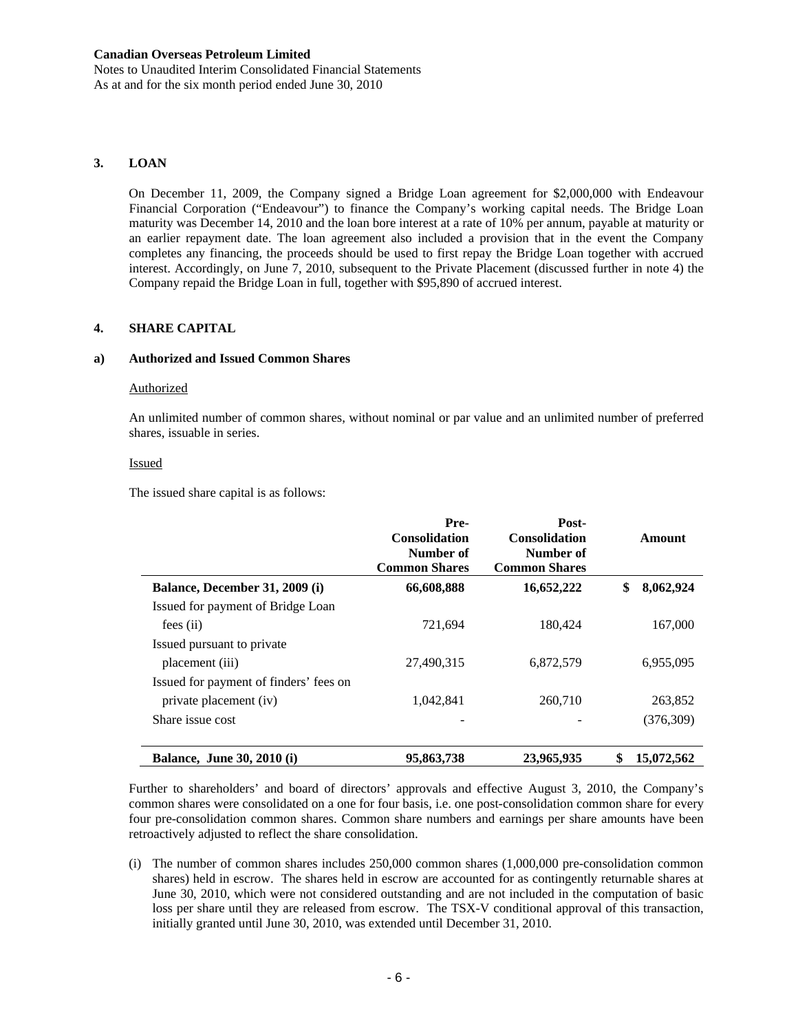## 3. LOAN

On December 11, 2009, the Company signed a Bridge Loan agreement for $2,000,000 with Endeavour Financial Corporation ("Endeavour") to finance the Company's working capital needs. The Bridge Loan maturity was December 14, 2010 and the loan bore interest at a rate of 10% per annum, payable at maturity or an earlier repayment date. The loan agreement also included a provision that in the event the Company completes any financing, the proceeds should be used to first repay the Bridge Loan together with accrued interest. Accordingly, on June 7, 2010, subsequent to the Private Placement (discussed further in note 4) the Company repaid the Bridge Loan in full, together with $95,890 of accrued interest.

## 4. SHARE CAPITAL

### a) Authorized and Issued Common Shares

Authorized

An unlimited number of common shares, without nominal or par value and an unlimited number of preferred shares, issuable in series.

Issued

The issued share capital is as follows:

| | Pre-Consolidation Number of Common Shares | Post-Consolidation Number of Common Shares | Amount |
|---|---|---|---|
| **Balance, December 31, 2009 (i)** | **66,608,888** | **16,652,222** | **$ 8,062,924** |
| Issued for payment of Bridge Loan fees (ii) | 721,694 | 180,424 | 167,000 |
| Issued pursuant to private placement (iii) | 27,490,315 | 6,872,579 | 6,955,095 |
| Issued for payment of finders' fees on private placement (iv) | 1,042,841 | 260,710 | 263,852 |
| Share issue cost | - | - | (376,309) |
| **Balance, June 30, 2010 (i)** | **95,863,738** | **23,965,935** | **$ 15,072,562** |

Further to shareholders' and board of directors' approvals and effective August 3, 2010, the Company's common shares were consolidated on a one for four basis, i.e. one post-consolidation common share for every four pre-consolidation common shares. Common share numbers and earnings per share amounts have been retroactively adjusted to reflect the share consolidation.

(i) The number of common shares includes 250,000 common shares (1,000,000 pre-consolidation common shares) held in escrow. The shares held in escrow are accounted for as contingently returnable shares at June 30, 2010, which were not considered outstanding and are not included in the computation of basic loss per share until they are released from escrow. The TSX-V conditional approval of this transaction, initially granted until June 30, 2010, was extended until December 31, 2010.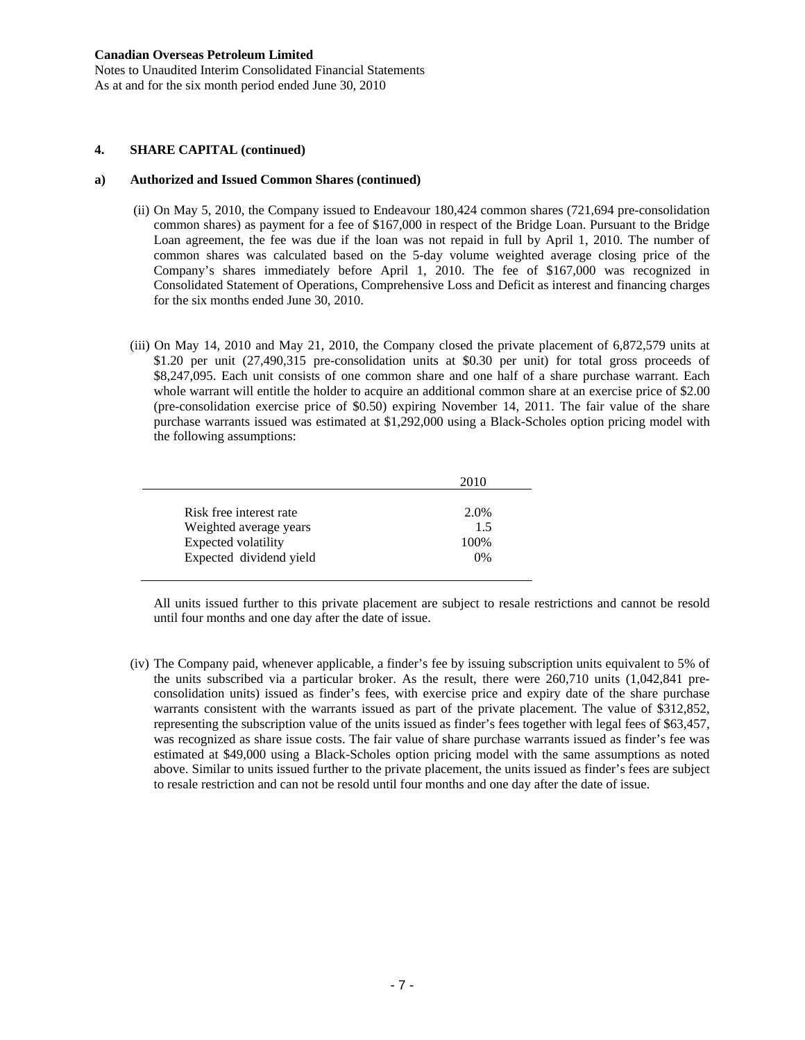**4. SHARE CAPITAL (continued)**

**a) Authorized and Issued Common Shares (continued)**

(ii) On May 5, 2010, the Company issued to Endeavour 180,424 common shares (721,694 pre-consolidation common shares) as payment for a fee of $167,000 in respect of the Bridge Loan. Pursuant to the Bridge Loan agreement, the fee was due if the loan was not repaid in full by April 1, 2010. The number of common shares was calculated based on the 5-day volume weighted average closing price of the Company's shares immediately before April 1, 2010. The fee of $167,000 was recognized in Consolidated Statement of Operations, Comprehensive Loss and Deficit as interest and financing charges for the six months ended June 30, 2010.

(iii) On May 14, 2010 and May 21, 2010, the Company closed the private placement of 6,872,579 units at $1.20 per unit (27,490,315 pre-consolidation units at $0.30 per unit) for total gross proceeds of $8,247,095. Each unit consists of one common share and one half of a share purchase warrant. Each whole warrant will entitle the holder to acquire an additional common share at an exercise price of $2.00 (pre-consolidation exercise price of $0.50) expiring November 14, 2011. The fair value of the share purchase warrants issued was estimated at $1,292,000 using a Black-Scholes option pricing model with the following assumptions:

| | 2010 |
|---|---|
| Risk free interest rate | 2.0% |
| Weighted average years | 1.5 |
| Expected volatility | 100% |
| Expected dividend yield | 0% |

All units issued further to this private placement are subject to resale restrictions and cannot be resold until four months and one day after the date of issue.

(iv) The Company paid, whenever applicable, a finder's fee by issuing subscription units equivalent to 5% of the units subscribed via a particular broker. As the result, there were 260,710 units (1,042,841 pre-consolidation units) issued as finder's fees, with exercise price and expiry date of the share purchase warrants consistent with the warrants issued as part of the private placement. The value of $312,852, representing the subscription value of the units issued as finder's fees together with legal fees of $63,457, was recognized as share issue costs. The fair value of share purchase warrants issued as finder's fee was estimated at $49,000 using a Black-Scholes option pricing model with the same assumptions as noted above. Similar to units issued further to the private placement, the units issued as finder's fees are subject to resale restriction and can not be resold until four months and one day after the date of issue.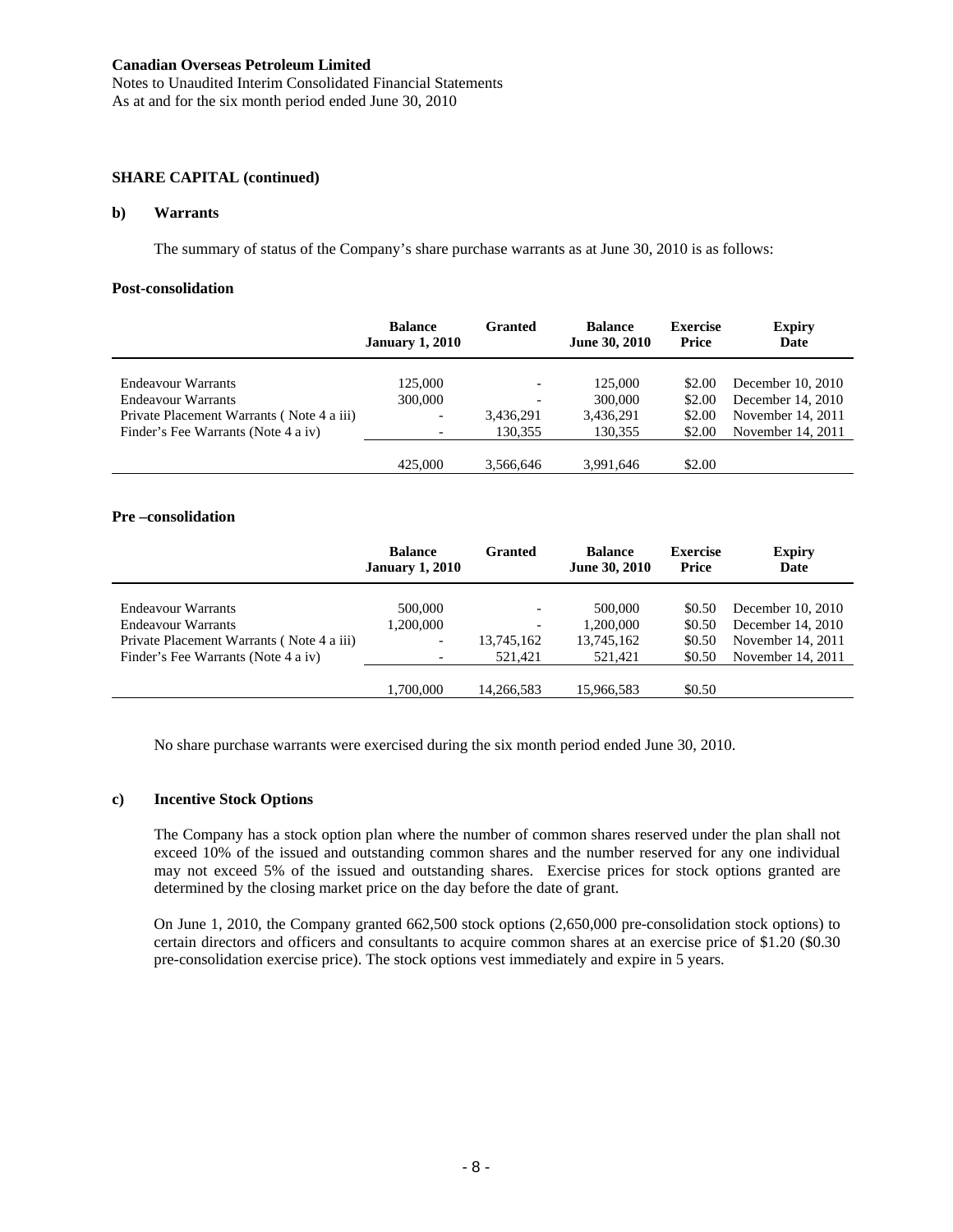**Canadian Overseas Petroleum Limited**
Notes to Unaudited Interim Consolidated Financial Statements
As at and for the six month period ended June 30, 2010

**SHARE CAPITAL (continued)**

**b) Warrants**

The summary of status of the Company's share purchase warrants as at June 30, 2010 is as follows:

**Post-consolidation**

| | Balance January 1, 2010 | Granted | Balance June 30, 2010 | Exercise Price | Expiry Date |
|---|---|---|---|---|---|
| Endeavour Warrants | 125,000 | - | 125,000 | $2.00 | December 10, 2010 |
| Endeavour Warrants | 300,000 | - | 300,000 | $2.00 | December 14, 2010 |
| Private Placement Warrants ( Note 4 a iii) | - | 3,436,291 | 3,436,291 | $2.00 | November 14, 2011 |
| Finder's Fee Warrants (Note 4 a iv) | - | 130,355 | 130,355 | $2.00 | November 14, 2011 |
| | 425,000 | 3,566,646 | 3,991,646 | $2.00 | |

**Pre –consolidation**

| | Balance January 1, 2010 | Granted | Balance June 30, 2010 | Exercise Price | Expiry Date |
|---|---|---|---|---|---|
| Endeavour Warrants | 500,000 | - | 500,000 | $0.50 | December 10, 2010 |
| Endeavour Warrants | 1,200,000 | - | 1,200,000 | $0.50 | December 14, 2010 |
| Private Placement Warrants ( Note 4 a iii) | - | 13,745,162 | 13,745,162 | $0.50 | November 14, 2011 |
| Finder's Fee Warrants (Note 4 a iv) | - | 521,421 | 521,421 | $0.50 | November 14, 2011 |
| | 1,700,000 | 14,266,583 | 15,966,583 | $0.50 | |

No share purchase warrants were exercised during the six month period ended June 30, 2010.

**c) Incentive Stock Options**

The Company has a stock option plan where the number of common shares reserved under the plan shall not exceed 10% of the issued and outstanding common shares and the number reserved for any one individual may not exceed 5% of the issued and outstanding shares. Exercise prices for stock options granted are determined by the closing market price on the day before the date of grant.

On June 1, 2010, the Company granted 662,500 stock options (2,650,000 pre-consolidation stock options) to certain directors and officers and consultants to acquire common shares at an exercise price of $1.20 ($0.30 pre-consolidation exercise price). The stock options vest immediately and expire in 5 years.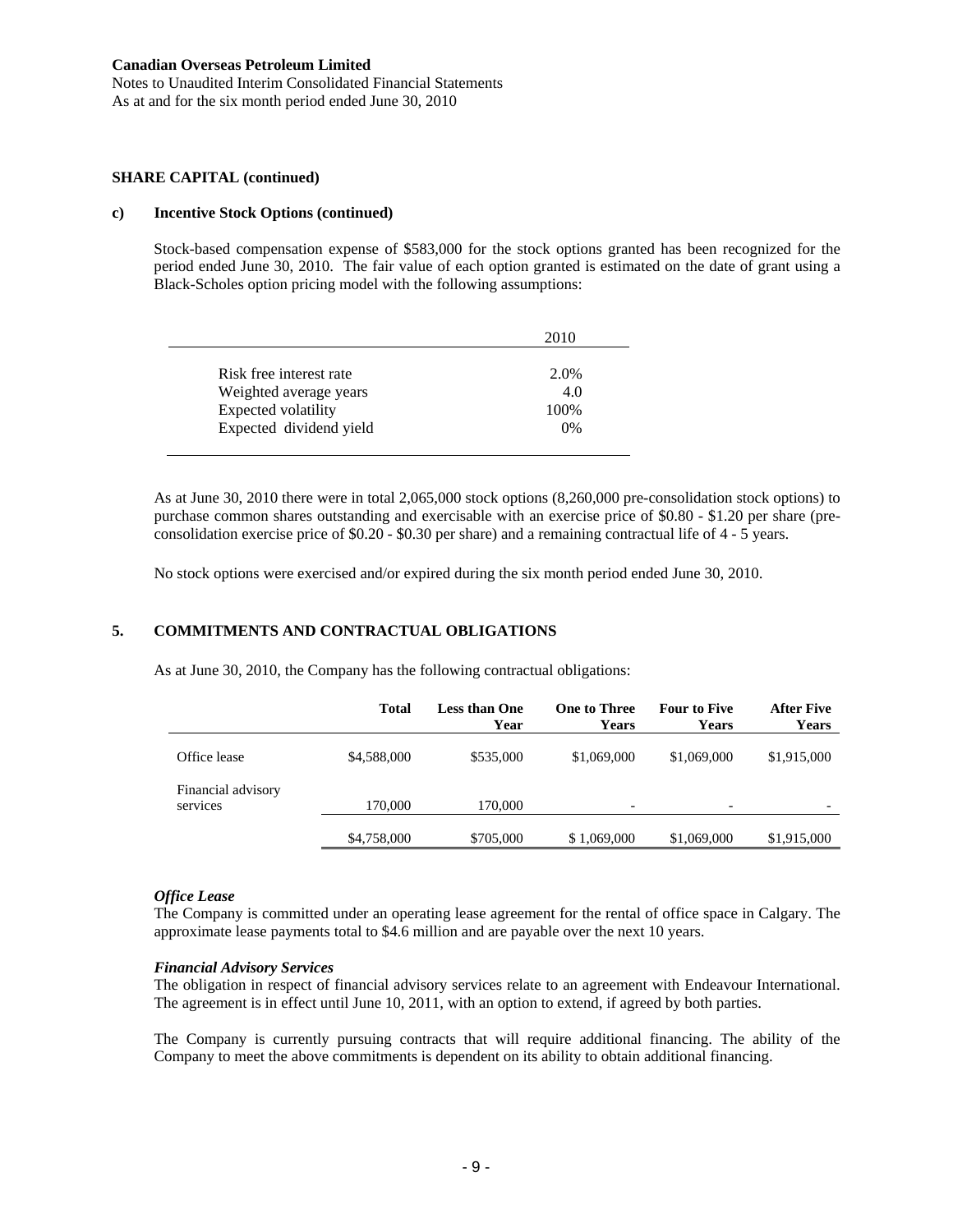**Canadian Overseas Petroleum Limited**
Notes to Unaudited Interim Consolidated Financial Statements
As at and for the six month period ended June 30, 2010

**SHARE CAPITAL (continued)**

**c) Incentive Stock Options (continued)**

Stock-based compensation expense of \$583,000 for the stock options granted has been recognized for the period ended June 30, 2010. The fair value of each option granted is estimated on the date of grant using a Black-Scholes option pricing model with the following assumptions:

| | 2010 |
|---|---|
| Risk free interest rate | 2.0% |
| Weighted average years | 4.0 |
| Expected volatility | 100% |
| Expected dividend yield | 0% |

As at June 30, 2010 there were in total 2,065,000 stock options (8,260,000 pre-consolidation stock options) to purchase common shares outstanding and exercisable with an exercise price of \$0.80 - \$1.20 per share (pre-consolidation exercise price of \$0.20 - \$0.30 per share) and a remaining contractual life of 4 - 5 years.

No stock options were exercised and/or expired during the six month period ended June 30, 2010.

## 5. COMMITMENTS AND CONTRACTUAL OBLIGATIONS

As at June 30, 2010, the Company has the following contractual obligations:

| | Total | Less than One Year | One to Three Years | Four to Five Years | After Five Years |
|---|---|---|---|---|---|
| Office lease | \$4,588,000 | \$535,000 | \$1,069,000 | \$1,069,000 | \$1,915,000 |
| Financial advisory services | 170,000 | 170,000 | - | - | - |
| | \$4,758,000 | \$705,000 | \$ 1,069,000 | \$1,069,000 | \$1,915,000 |

***Office Lease***
The Company is committed under an operating lease agreement for the rental of office space in Calgary. The approximate lease payments total to \$4.6 million and are payable over the next 10 years.

***Financial Advisory Services***
The obligation in respect of financial advisory services relate to an agreement with Endeavour International. The agreement is in effect until June 10, 2011, with an option to extend, if agreed by both parties.

The Company is currently pursuing contracts that will require additional financing. The ability of the Company to meet the above commitments is dependent on its ability to obtain additional financing.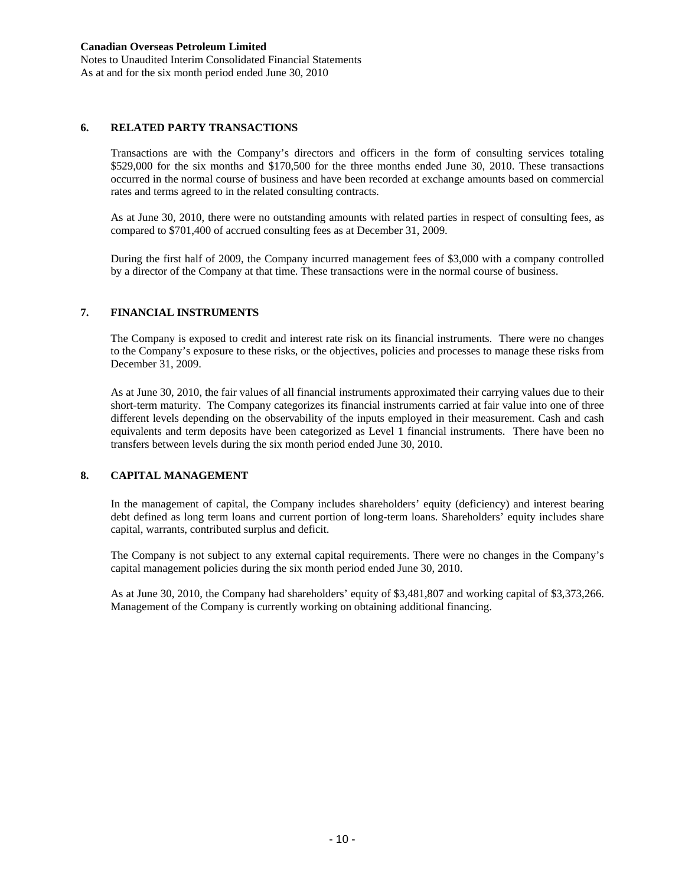## 6. RELATED PARTY TRANSACTIONS

Transactions are with the Company's directors and officers in the form of consulting services totaling $529,000 for the six months and $170,500 for the three months ended June 30, 2010. These transactions occurred in the normal course of business and have been recorded at exchange amounts based on commercial rates and terms agreed to in the related consulting contracts.

As at June 30, 2010, there were no outstanding amounts with related parties in respect of consulting fees, as compared to $701,400 of accrued consulting fees as at December 31, 2009.

During the first half of 2009, the Company incurred management fees of $3,000 with a company controlled by a director of the Company at that time. These transactions were in the normal course of business.

## 7. FINANCIAL INSTRUMENTS

The Company is exposed to credit and interest rate risk on its financial instruments. There were no changes to the Company's exposure to these risks, or the objectives, policies and processes to manage these risks from December 31, 2009.

As at June 30, 2010, the fair values of all financial instruments approximated their carrying values due to their short-term maturity. The Company categorizes its financial instruments carried at fair value into one of three different levels depending on the observability of the inputs employed in their measurement. Cash and cash equivalents and term deposits have been categorized as Level 1 financial instruments. There have been no transfers between levels during the six month period ended June 30, 2010.

## 8. CAPITAL MANAGEMENT

In the management of capital, the Company includes shareholders' equity (deficiency) and interest bearing debt defined as long term loans and current portion of long-term loans. Shareholders' equity includes share capital, warrants, contributed surplus and deficit.

The Company is not subject to any external capital requirements. There were no changes in the Company's capital management policies during the six month period ended June 30, 2010.

As at June 30, 2010, the Company had shareholders' equity of $3,481,807 and working capital of $3,373,266. Management of the Company is currently working on obtaining additional financing.